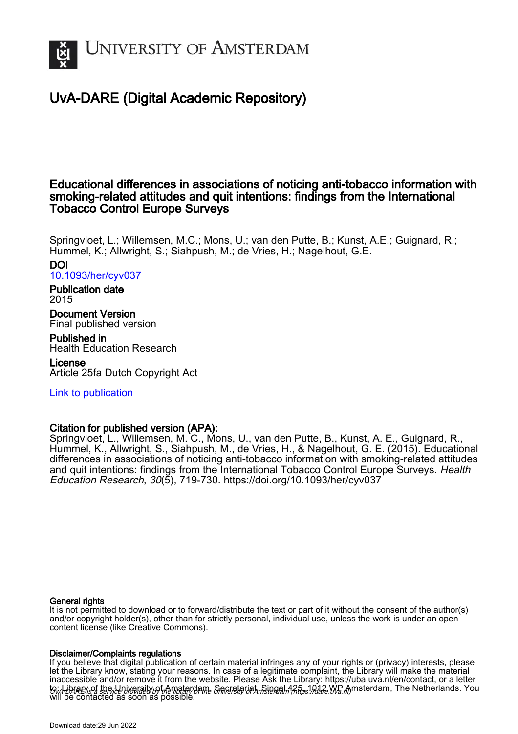# UvA-DARE (Digital Academic Repository)

## Educational differences in associations of noticing anti-tobacco information with smoking-related attitudes and quit intentions: findings from the International Tobacco Control Europe Surveys

Springvloet, L.; Willemsen, M.C.; Mons, U.; van den Putte, B.; Kunst, A.E.; Guignard, R.; Hummel, K.; Allwright, S.; Siahpush, M.; de Vries, H.; Nagelhout, G.E.

**DOI**
10.1093/her/cyv037

**Publication date**
2015

**Document Version**
Final published version

**Published in**
Health Education Research

**License**
Article 25fa Dutch Copyright Act

Link to publication

**Citation for published version (APA):**
Springvloet, L., Willemsen, M. C., Mons, U., van den Putte, B., Kunst, A. E., Guignard, R., Hummel, K., Allwright, S., Siahpush, M., de Vries, H., & Nagelhout, G. E. (2015). Educational differences in associations of noticing anti-tobacco information with smoking-related attitudes and quit intentions: findings from the International Tobacco Control Europe Surveys. *Health Education Research*, *30*(5), 719-730. https://doi.org/10.1093/her/cyv037

**General rights**
It is not permitted to download or to forward/distribute the text or part of it without the consent of the author(s) and/or copyright holder(s), other than for strictly personal, individual use, unless the work is under an open content license (like Creative Commons).

**Disclaimer/Complaints regulations**
If you believe that digital publication of certain material infringes any of your rights or (privacy) interests, please let the Library know, stating your reasons. In case of a legitimate complaint, the Library will make the material inaccessible and/or remove it from the website. Please Ask the Library: https://uba.uva.nl/en/contact, or a letter to: Library of the University of Amsterdam, Secretariat, Singel 425, 1012 WP Amsterdam, The Netherlands. You will be contacted as soon as possible.

UvA-DARE is a service provided by the library of the University of Amsterdam (https://dare.uva.nl)

Download date:29 Jun 2022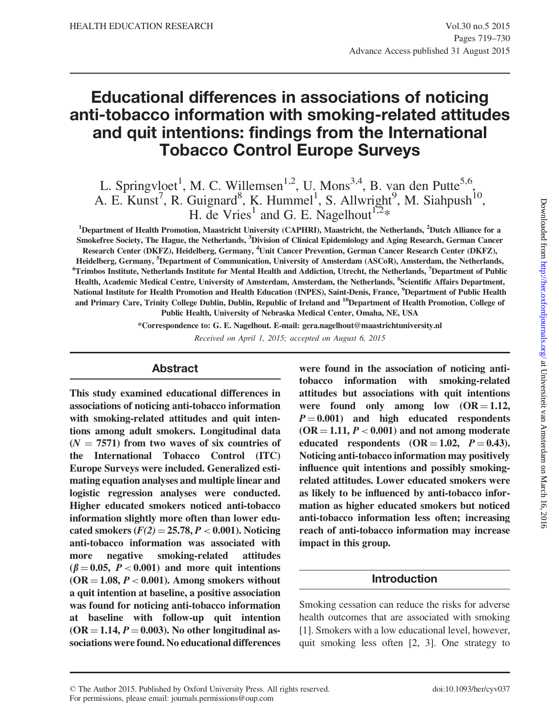# Educational differences in associations of noticing anti-tobacco information with smoking-related attitudes and quit intentions: findings from the International Tobacco Control Europe Surveys

L. Springvloet[1], M. C. Willemsen[1,2], U. Mons[3,4], B. van den Putte[5,6], A. E. Kunst[7], R. Guignard[8], K. Hummel[1], S. Allwright[9], M. Siahpush[10], H. de Vries[1] and G. E. Nagelhout[1,2]*

[1]Department of Health Promotion, Maastricht University (CAPHRI), Maastricht, the Netherlands, [2]Dutch Alliance for a Smokefree Society, The Hague, the Netherlands, [3]Division of Clinical Epidemiology and Aging Research, German Cancer Research Center (DKFZ), Heidelberg, Germany, [4]Unit Cancer Prevention, German Cancer Research Center (DKFZ), Heidelberg, Germany, [5]Department of Communication, University of Amsterdam (ASCoR), Amsterdam, the Netherlands, [6]Trimbos Institute, Netherlands Institute for Mental Health and Addiction, Utrecht, the Netherlands, [7]Department of Public Health, Academic Medical Centre, University of Amsterdam, Amsterdam, the Netherlands, [8]Scientific Affairs Department, National Institute for Health Promotion and Health Education (INPES), Saint-Denis, France, [9]Department of Public Health and Primary Care, Trinity College Dublin, Dublin, Republic of Ireland and [10]Department of Health Promotion, College of Public Health, University of Nebraska Medical Center, Omaha, NE, USA

*Correspondence to: G. E. Nagelhout. E-mail: gera.nagelhout@maastrichtuniversity.nl

*Received on April 1, 2015; accepted on August 6, 2015*

## Abstract

**This study examined educational differences in associations of noticing anti-tobacco information with smoking-related attitudes and quit intentions among adult smokers. Longitudinal data ($N = 7571$) from two waves of six countries of the International Tobacco Control (ITC) Europe Surveys were included. Generalized estimating equation analyses and multiple linear and logistic regression analyses were conducted. Higher educated smokers noticed anti-tobacco information slightly more often than lower educated smokers ($F(2) = 25.78$, $P < 0.001$). Noticing anti-tobacco information was associated with more negative smoking-related attitudes ($\beta = 0.05$, $P < 0.001$) and more quit intentions (OR = 1.08, $P < 0.001$). Among smokers without a quit intention at baseline, a positive association was found for noticing anti-tobacco information at baseline with follow-up quit intention (OR = 1.14, $P = 0.003$). No other longitudinal associations were found. No educational differences were found in the association of noticing anti-tobacco information with smoking-related attitudes but associations with quit intentions were found only among low (OR = 1.12, $P = 0.001$) and high educated respondents (OR = 1.11, $P < 0.001$) and not among moderate educated respondents (OR = 1.02, $P = 0.43$). Noticing anti-tobacco information may positively influence quit intentions and possibly smoking-related attitudes. Lower educated smokers were as likely to be influenced by anti-tobacco information as higher educated smokers but noticed anti-tobacco information less often; increasing reach of anti-tobacco information may increase impact in this group.**

## Introduction

Smoking cessation can reduce the risks for adverse health outcomes that are associated with smoking [1]. Smokers with a low educational level, however, quit smoking less often [2, 3]. One strategy to

© The Author 2015. Published by Oxford University Press. All rights reserved. For permissions, please email: journals.permissions@oup.com

doi:10.1093/her/cyv037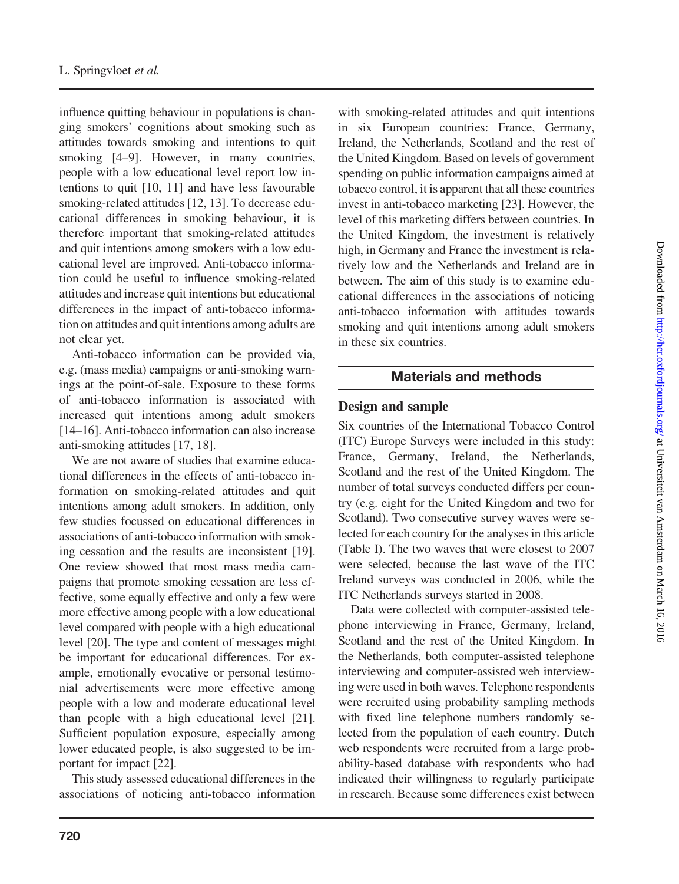influence quitting behaviour in populations is changing smokers' cognitions about smoking such as attitudes towards smoking and intentions to quit smoking [4–9]. However, in many countries, people with a low educational level report low intentions to quit [10, 11] and have less favourable smoking-related attitudes [12, 13]. To decrease educational differences in smoking behaviour, it is therefore important that smoking-related attitudes and quit intentions among smokers with a low educational level are improved. Anti-tobacco information could be useful to influence smoking-related attitudes and increase quit intentions but educational differences in the impact of anti-tobacco information on attitudes and quit intentions among adults are not clear yet.

Anti-tobacco information can be provided via, e.g. (mass media) campaigns or anti-smoking warnings at the point-of-sale. Exposure to these forms of anti-tobacco information is associated with increased quit intentions among adult smokers [14–16]. Anti-tobacco information can also increase anti-smoking attitudes [17, 18].

We are not aware of studies that examine educational differences in the effects of anti-tobacco information on smoking-related attitudes and quit intentions among adult smokers. In addition, only few studies focussed on educational differences in associations of anti-tobacco information with smoking cessation and the results are inconsistent [19]. One review showed that most mass media campaigns that promote smoking cessation are less effective, some equally effective and only a few were more effective among people with a low educational level compared with people with a high educational level [20]. The type and content of messages might be important for educational differences. For example, emotionally evocative or personal testimonial advertisements were more effective among people with a low and moderate educational level than people with a high educational level [21]. Sufficient population exposure, especially among lower educated people, is also suggested to be important for impact [22].

This study assessed educational differences in the associations of noticing anti-tobacco information with smoking-related attitudes and quit intentions in six European countries: France, Germany, Ireland, the Netherlands, Scotland and the rest of the United Kingdom. Based on levels of government spending on public information campaigns aimed at tobacco control, it is apparent that all these countries invest in anti-tobacco marketing [23]. However, the level of this marketing differs between countries. In the United Kingdom, the investment is relatively high, in Germany and France the investment is relatively low and the Netherlands and Ireland are in between. The aim of this study is to examine educational differences in the associations of noticing anti-tobacco information with attitudes towards smoking and quit intentions among adult smokers in these six countries.

## Materials and methods

### Design and sample

Six countries of the International Tobacco Control (ITC) Europe Surveys were included in this study: France, Germany, Ireland, the Netherlands, Scotland and the rest of the United Kingdom. The number of total surveys conducted differs per country (e.g. eight for the United Kingdom and two for Scotland). Two consecutive survey waves were selected for each country for the analyses in this article (Table I). The two waves that were closest to 2007 were selected, because the last wave of the ITC Ireland surveys was conducted in 2006, while the ITC Netherlands surveys started in 2008.

Data were collected with computer-assisted telephone interviewing in France, Germany, Ireland, Scotland and the rest of the United Kingdom. In the Netherlands, both computer-assisted telephone interviewing and computer-assisted web interviewing were used in both waves. Telephone respondents were recruited using probability sampling methods with fixed line telephone numbers randomly selected from the population of each country. Dutch web respondents were recruited from a large probability-based database with respondents who had indicated their willingness to regularly participate in research. Because some differences exist between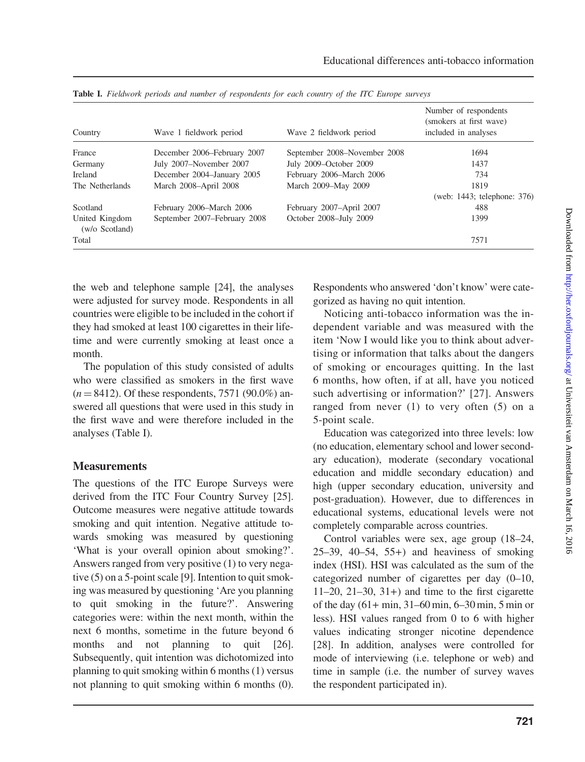**Table I.** *Fieldwork periods and number of respondents for each country of the ITC Europe surveys*

| Country | Wave 1 fieldwork period | Wave 2 fieldwork period | Number of respondents (smokers at first wave) included in analyses |
|---|---|---|---|
| France | December 2006–February 2007 | September 2008–November 2008 | 1694 |
| Germany | July 2007–November 2007 | July 2009–October 2009 | 1437 |
| Ireland | December 2004–January 2005 | February 2006–March 2006 | 734 |
| The Netherlands | March 2008–April 2008 | March 2009–May 2009 | 1819 (web: 1443; telephone: 376) |
| Scotland | February 2006–March 2006 | February 2007–April 2007 | 488 |
| United Kingdom (w/o Scotland) | September 2007–February 2008 | October 2008–July 2009 | 1399 |
| Total | | | 7571 |

the web and telephone sample [24], the analyses were adjusted for survey mode. Respondents in all countries were eligible to be included in the cohort if they had smoked at least 100 cigarettes in their lifetime and were currently smoking at least once a month.

The population of this study consisted of adults who were classified as smokers in the first wave ($n = 8412$). Of these respondents, 7571 (90.0%) answered all questions that were used in this study in the first wave and were therefore included in the analyses (Table I).

## Measurements

The questions of the ITC Europe Surveys were derived from the ITC Four Country Survey [25]. Outcome measures were negative attitude towards smoking and quit intention. Negative attitude towards smoking was measured by questioning 'What is your overall opinion about smoking?'. Answers ranged from very positive (1) to very negative (5) on a 5-point scale [9]. Intention to quit smoking was measured by questioning 'Are you planning to quit smoking in the future?'. Answering categories were: within the next month, within the next 6 months, sometime in the future beyond 6 months and not planning to quit [26]. Subsequently, quit intention was dichotomized into planning to quit smoking within 6 months (1) versus not planning to quit smoking within 6 months (0). Respondents who answered 'don't know' were categorized as having no quit intention.

Noticing anti-tobacco information was the independent variable and was measured with the item 'Now I would like you to think about advertising or information that talks about the dangers of smoking or encourages quitting. In the last 6 months, how often, if at all, have you noticed such advertising or information?' [27]. Answers ranged from never (1) to very often (5) on a 5-point scale.

Education was categorized into three levels: low (no education, elementary school and lower secondary education), moderate (secondary vocational education and middle secondary education) and high (upper secondary education, university and post-graduation). However, due to differences in educational systems, educational levels were not completely comparable across countries.

Control variables were sex, age group (18–24, 25–39, 40–54, 55+) and heaviness of smoking index (HSI). HSI was calculated as the sum of the categorized number of cigarettes per day (0–10, 11–20, 21–30, 31+) and time to the first cigarette of the day (61+ min, 31–60 min, 6–30 min, 5 min or less). HSI values ranged from 0 to 6 with higher values indicating stronger nicotine dependence [28]. In addition, analyses were controlled for mode of interviewing (i.e. telephone or web) and time in sample (i.e. the number of survey waves the respondent participated in).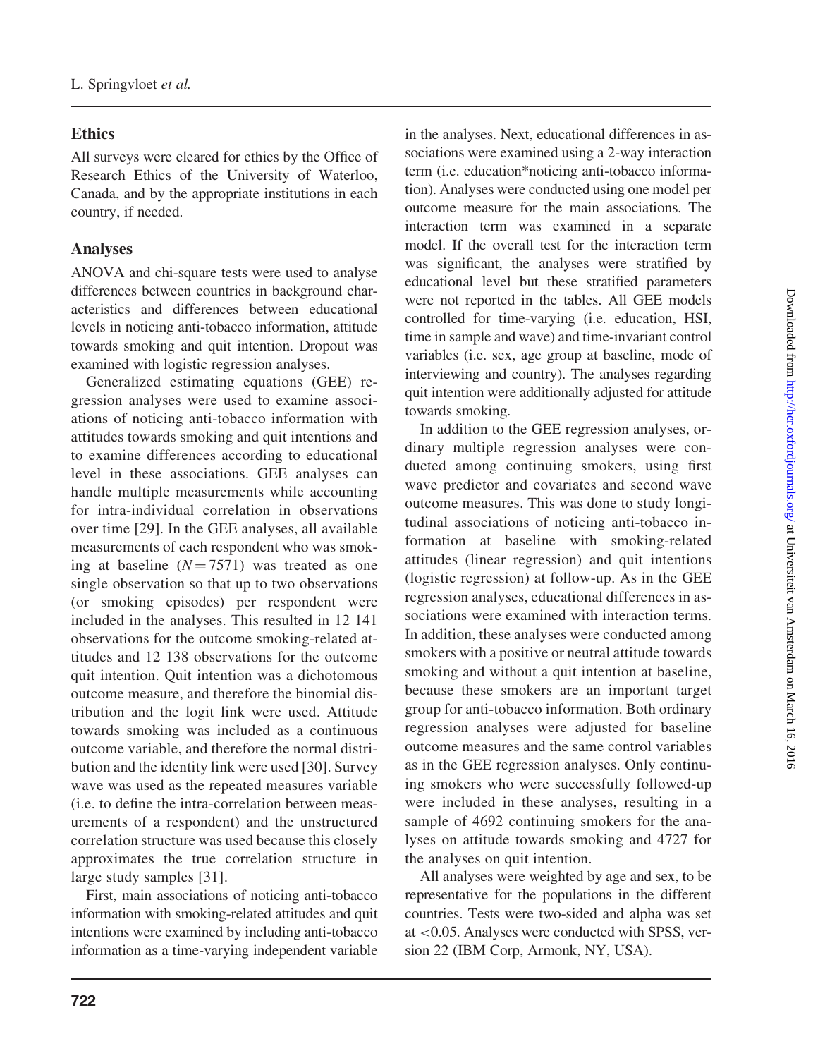## Ethics

All surveys were cleared for ethics by the Office of Research Ethics of the University of Waterloo, Canada, and by the appropriate institutions in each country, if needed.

## Analyses

ANOVA and chi-square tests were used to analyse differences between countries in background characteristics and differences between educational levels in noticing anti-tobacco information, attitude towards smoking and quit intention. Dropout was examined with logistic regression analyses.

Generalized estimating equations (GEE) regression analyses were used to examine associations of noticing anti-tobacco information with attitudes towards smoking and quit intentions and to examine differences according to educational level in these associations. GEE analyses can handle multiple measurements while accounting for intra-individual correlation in observations over time [29]. In the GEE analyses, all available measurements of each respondent who was smoking at baseline ($N = 7571$) was treated as one single observation so that up to two observations (or smoking episodes) per respondent were included in the analyses. This resulted in 12 141 observations for the outcome smoking-related attitudes and 12 138 observations for the outcome quit intention. Quit intention was a dichotomous outcome measure, and therefore the binomial distribution and the logit link were used. Attitude towards smoking was included as a continuous outcome variable, and therefore the normal distribution and the identity link were used [30]. Survey wave was used as the repeated measures variable (i.e. to define the intra-correlation between measurements of a respondent) and the unstructured correlation structure was used because this closely approximates the true correlation structure in large study samples [31].

First, main associations of noticing anti-tobacco information with smoking-related attitudes and quit intentions were examined by including anti-tobacco information as a time-varying independent variable in the analyses. Next, educational differences in associations were examined using a 2-way interaction term (i.e. education*noticing anti-tobacco information). Analyses were conducted using one model per outcome measure for the main associations. The interaction term was examined in a separate model. If the overall test for the interaction term was significant, the analyses were stratified by educational level but these stratified parameters were not reported in the tables. All GEE models controlled for time-varying (i.e. education, HSI, time in sample and wave) and time-invariant control variables (i.e. sex, age group at baseline, mode of interviewing and country). The analyses regarding quit intention were additionally adjusted for attitude towards smoking.

In addition to the GEE regression analyses, ordinary multiple regression analyses were conducted among continuing smokers, using first wave predictor and covariates and second wave outcome measures. This was done to study longitudinal associations of noticing anti-tobacco information at baseline with smoking-related attitudes (linear regression) and quit intentions (logistic regression) at follow-up. As in the GEE regression analyses, educational differences in associations were examined with interaction terms. In addition, these analyses were conducted among smokers with a positive or neutral attitude towards smoking and without a quit intention at baseline, because these smokers are an important target group for anti-tobacco information. Both ordinary regression analyses were adjusted for baseline outcome measures and the same control variables as in the GEE regression analyses. Only continuing smokers who were successfully followed-up were included in these analyses, resulting in a sample of 4692 continuing smokers for the analyses on attitude towards smoking and 4727 for the analyses on quit intention.

All analyses were weighted by age and sex, to be representative for the populations in the different countries. Tests were two-sided and alpha was set at $<0.05$. Analyses were conducted with SPSS, version 22 (IBM Corp, Armonk, NY, USA).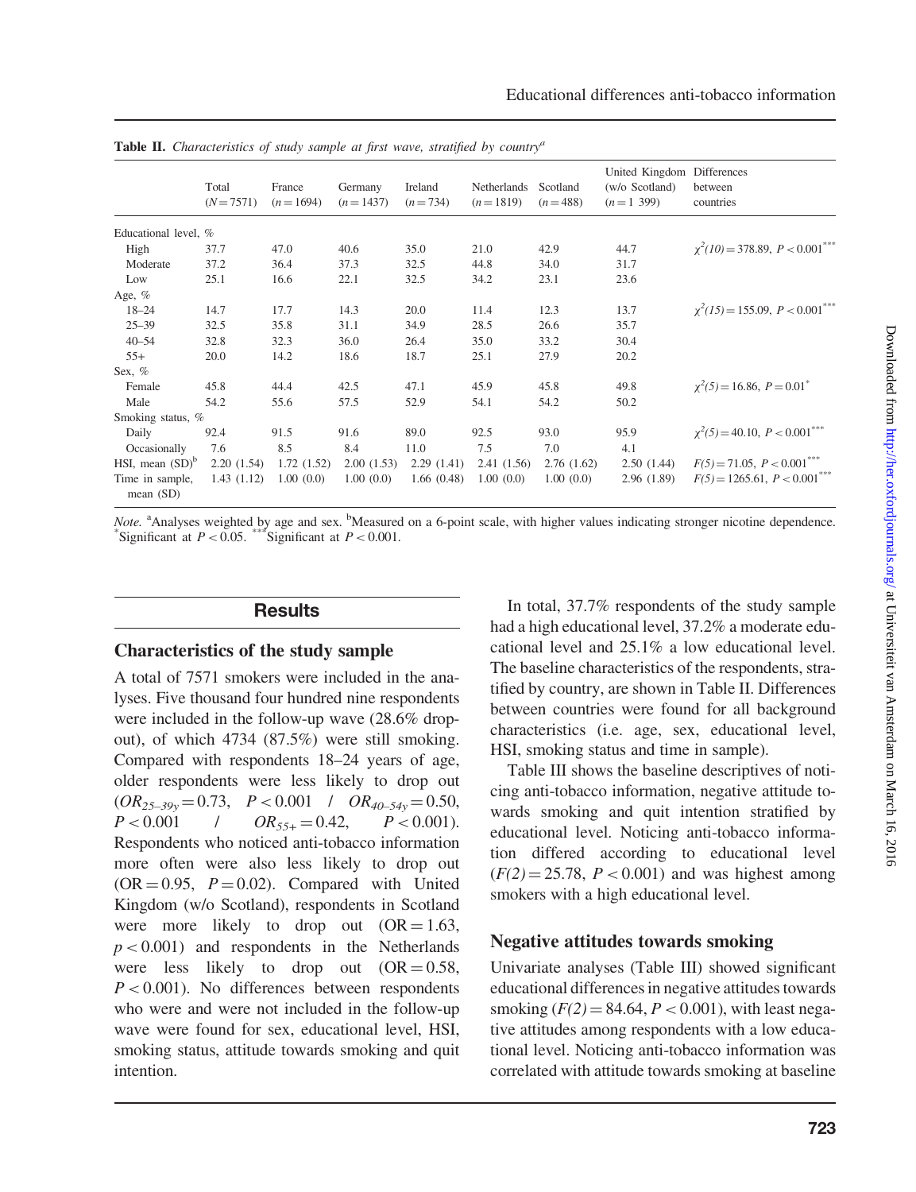**Table II.** *Characteristics of study sample at first wave, stratified by country*[a]

| | Total ($N = 7571$) | France ($n = 1694$) | Germany ($n = 1437$) | Ireland ($n = 734$) | Netherlands ($n = 1819$) | Scotland ($n = 488$) | United Kingdom (w/o Scotland) ($n = 1\ 399$) | Differences between countries |
|---|---|---|---|---|---|---|---|---|
| Educational level, % | | | | | | | | |
| High | 37.7 | 47.0 | 40.6 | 35.0 | 21.0 | 42.9 | 44.7 | $\chi^2(10) = 378.89$, $P < 0.001^{***}$ |
| Moderate | 37.2 | 36.4 | 37.3 | 32.5 | 44.8 | 34.0 | 31.7 | |
| Low | 25.1 | 16.6 | 22.1 | 32.5 | 34.2 | 23.1 | 23.6 | |
| Age, % | | | | | | | | |
| 18–24 | 14.7 | 17.7 | 14.3 | 20.0 | 11.4 | 12.3 | 13.7 | $\chi^2(15) = 155.09$, $P < 0.001^{***}$ |
| 25–39 | 32.5 | 35.8 | 31.1 | 34.9 | 28.5 | 26.6 | 35.7 | |
| 40–54 | 32.8 | 32.3 | 36.0 | 26.4 | 35.0 | 33.2 | 30.4 | |
| 55+ | 20.0 | 14.2 | 18.6 | 18.7 | 25.1 | 27.9 | 20.2 | |
| Sex, % | | | | | | | | |
| Female | 45.8 | 44.4 | 42.5 | 47.1 | 45.9 | 45.8 | 49.8 | $\chi^2(5) = 16.86$, $P = 0.01^{*}$ |
| Male | 54.2 | 55.6 | 57.5 | 52.9 | 54.1 | 54.2 | 50.2 | |
| Smoking status, % | | | | | | | | |
| Daily | 92.4 | 91.5 | 91.6 | 89.0 | 92.5 | 93.0 | 95.9 | $\chi^2(5) = 40.10$, $P < 0.001^{***}$ |
| Occasionally | 7.6 | 8.5 | 8.4 | 11.0 | 7.5 | 7.0 | 4.1 | |
| HSI, mean (SD)[b] | 2.20 (1.54) | 1.72 (1.52) | 2.00 (1.53) | 2.29 (1.41) | 2.41 (1.56) | 2.76 (1.62) | 2.50 (1.44) | $F(5) = 71.05$, $P < 0.001^{***}$ |
| Time in sample, mean (SD) | 1.43 (1.12) | 1.00 (0.0) | 1.00 (0.0) | 1.66 (0.48) | 1.00 (0.0) | 1.00 (0.0) | 2.96 (1.89) | $F(5) = 1265.61$, $P < 0.001^{***}$ |

*Note.* [a]Analyses weighted by age and sex. [b]Measured on a 6-point scale, with higher values indicating stronger nicotine dependence. [*]Significant at $P < 0.05$. [***]Significant at $P < 0.001$.

## Results

### Characteristics of the study sample

A total of 7571 smokers were included in the analyses. Five thousand four hundred nine respondents were included in the follow-up wave (28.6% drop-out), of which 4734 (87.5%) were still smoking. Compared with respondents 18–24 years of age, older respondents were less likely to drop out ($OR_{25–39y} = 0.73$, $P < 0.001$ / $OR_{40–54y} = 0.50$, $P < 0.001$ / $OR_{55+} = 0.42$, $P < 0.001$). Respondents who noticed anti-tobacco information more often were also less likely to drop out ($\text{OR} = 0.95$, $P = 0.02$). Compared with United Kingdom (w/o Scotland), respondents in Scotland were more likely to drop out ($\text{OR} = 1.63$, $p < 0.001$) and respondents in the Netherlands were less likely to drop out ($\text{OR} = 0.58$, $P < 0.001$). No differences between respondents who were and were not included in the follow-up wave were found for sex, educational level, HSI, smoking status, attitude towards smoking and quit intention.

In total, 37.7% respondents of the study sample had a high educational level, 37.2% a moderate educational level and 25.1% a low educational level. The baseline characteristics of the respondents, stratified by country, are shown in Table II. Differences between countries were found for all background characteristics (i.e. age, sex, educational level, HSI, smoking status and time in sample).

Table III shows the baseline descriptives of noticing anti-tobacco information, negative attitude towards smoking and quit intention stratified by educational level. Noticing anti-tobacco information differed according to educational level ($F(2) = 25.78$, $P < 0.001$) and was highest among smokers with a high educational level.

### Negative attitudes towards smoking

Univariate analyses (Table III) showed significant educational differences in negative attitudes towards smoking ($F(2) = 84.64$, $P < 0.001$), with least negative attitudes among respondents with a low educational level. Noticing anti-tobacco information was correlated with attitude towards smoking at baseline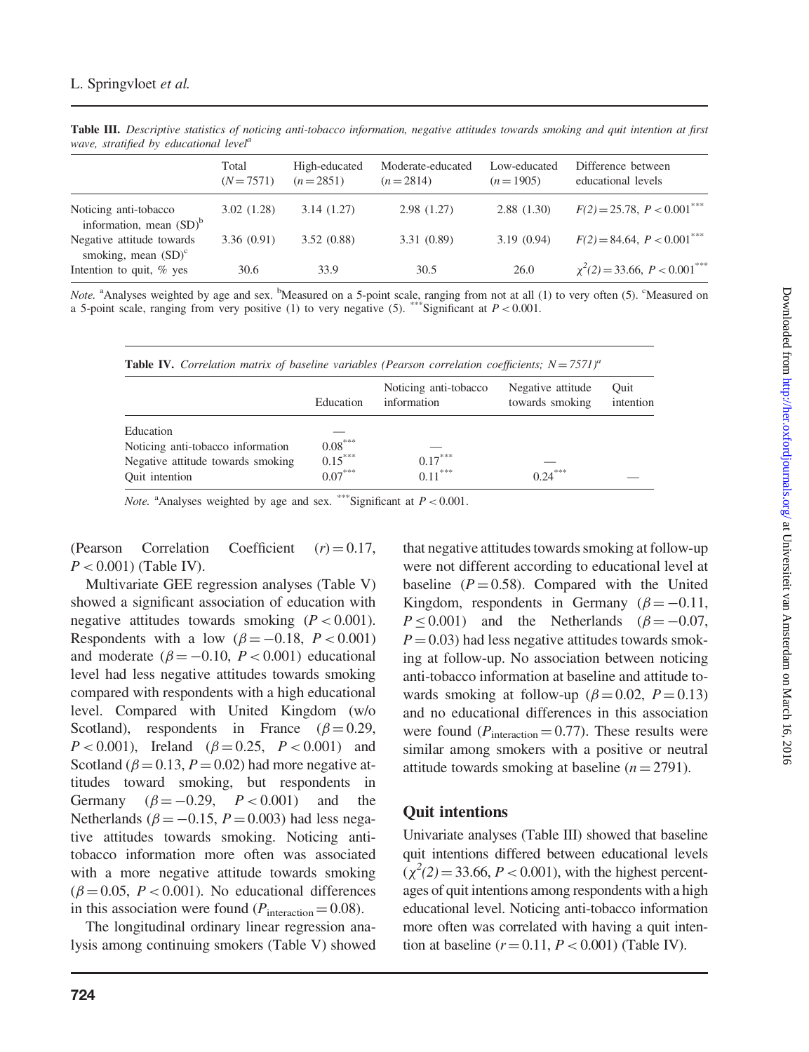**Table III.** *Descriptive statistics of noticing anti-tobacco information, negative attitudes towards smoking and quit intention at first wave, stratified by educational level*[a]

| | Total ($N = 7571$) | High-educated ($n = 2851$) | Moderate-educated ($n = 2814$) | Low-educated ($n = 1905$) | Difference between educational levels |
|---|---|---|---|---|---|
| Noticing anti-tobacco information, mean (SD)[b] | 3.02 (1.28) | 3.14 (1.27) | 2.98 (1.27) | 2.88 (1.30) | $F(2) = 25.78$, $P < 0.001$*** |
| Negative attitude towards smoking, mean (SD)[c] | 3.36 (0.91) | 3.52 (0.88) | 3.31 (0.89) | 3.19 (0.94) | $F(2) = 84.64$, $P < 0.001$*** |
| Intention to quit, % yes | 30.6 | 33.9 | 30.5 | 26.0 | $\chi^2(2) = 33.66$, $P < 0.001$*** |

*Note.* [a]Analyses weighted by age and sex. [b]Measured on a 5-point scale, ranging from not at all (1) to very often (5). [c]Measured on a 5-point scale, ranging from very positive (1) to very negative (5). ***Significant at $P < 0.001$.

**Table IV.** *Correlation matrix of baseline variables (Pearson correlation coefficients; $N = 7571$)*[a]

| | Education | Noticing anti-tobacco information | Negative attitude towards smoking | Quit intention |
|---|---|---|---|---|
| Education | — | | | |
| Noticing anti-tobacco information | 0.08*** | — | | |
| Negative attitude towards smoking | 0.15*** | 0.17*** | — | |
| Quit intention | 0.07*** | 0.11*** | 0.24*** | — |

*Note.* [a]Analyses weighted by age and sex. ***Significant at $P < 0.001$.

(Pearson Correlation Coefficient $(r) = 0.17$, $P < 0.001$) (Table IV).

Multivariate GEE regression analyses (Table V) showed a significant association of education with negative attitudes towards smoking ($P < 0.001$). Respondents with a low ($\beta = -0.18$, $P < 0.001$) and moderate ($\beta = -0.10$, $P < 0.001$) educational level had less negative attitudes towards smoking compared with respondents with a high educational level. Compared with United Kingdom (w/o Scotland), respondents in France ($\beta = 0.29$, $P < 0.001$), Ireland ($\beta = 0.25$, $P < 0.001$) and Scotland ($\beta = 0.13$, $P = 0.02$) had more negative attitudes toward smoking, but respondents in Germany ($\beta = -0.29$, $P < 0.001$) and the Netherlands ($\beta = -0.15$, $P = 0.003$) had less negative attitudes towards smoking. Noticing anti-tobacco information more often was associated with a more negative attitude towards smoking ($\beta = 0.05$, $P < 0.001$). No educational differences in this association were found ($P_{\text{interaction}} = 0.08$).

The longitudinal ordinary linear regression analysis among continuing smokers (Table V) showed that negative attitudes towards smoking at follow-up were not different according to educational level at baseline ($P = 0.58$). Compared with the United Kingdom, respondents in Germany ($\beta = -0.11$, $P \leq 0.001$) and the Netherlands ($\beta = -0.07$, $P = 0.03$) had less negative attitudes towards smoking at follow-up. No association between noticing anti-tobacco information at baseline and attitude towards smoking at follow-up ($\beta = 0.02$, $P = 0.13$) and no educational differences in this association were found ($P_{\text{interaction}} = 0.77$). These results were similar among smokers with a positive or neutral attitude towards smoking at baseline ($n = 2791$).

## Quit intentions

Univariate analyses (Table III) showed that baseline quit intentions differed between educational levels ($\chi^2(2) = 33.66$, $P < 0.001$), with the highest percentages of quit intentions among respondents with a high educational level. Noticing anti-tobacco information more often was correlated with having a quit intention at baseline ($r = 0.11$, $P < 0.001$) (Table IV).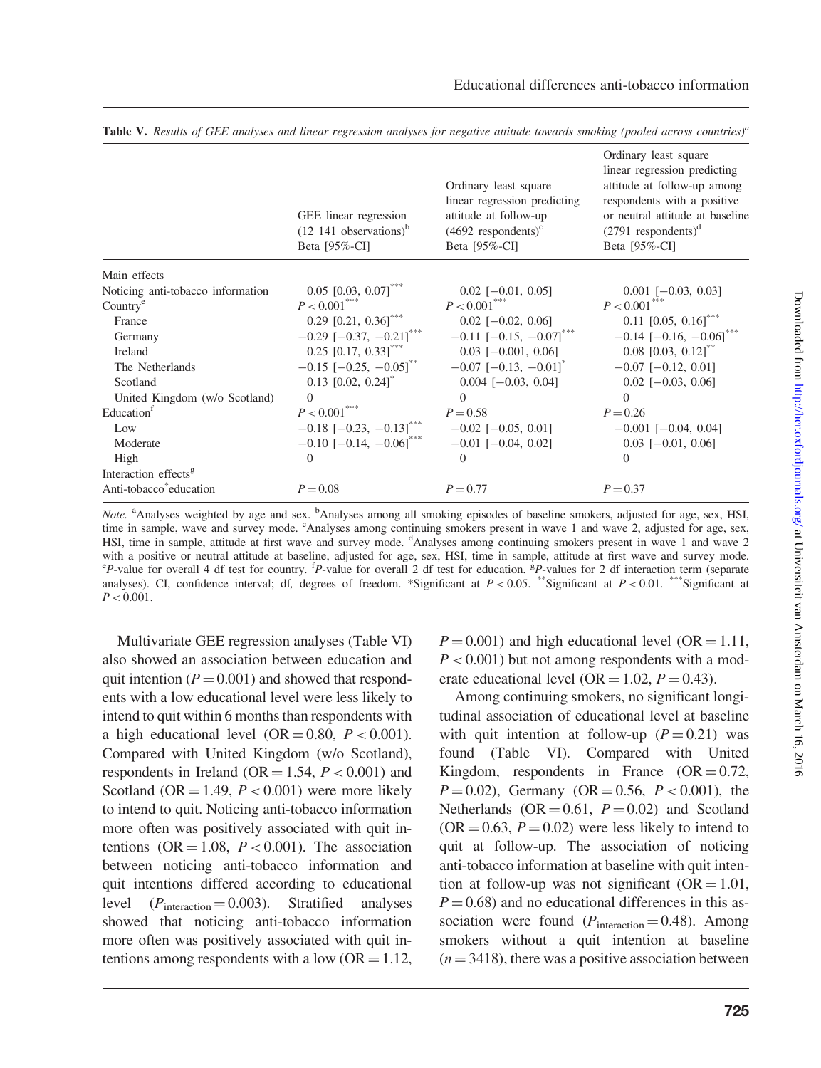**Table V.** *Results of GEE analyses and linear regression analyses for negative attitude towards smoking (pooled across countries)*[a]

| | GEE linear regression (12 141 observations)[b] Beta [95%-CI] | Ordinary least square linear regression predicting attitude at follow-up (4692 respondents)[c] Beta [95%-CI] | Ordinary least square linear regression predicting attitude at follow-up among respondents with a positive or neutral attitude at baseline (2791 respondents)[d] Beta [95%-CI] |
|---|---|---|---|
| Main effects | | | |
| Noticing anti-tobacco information | 0.05 [0.03, 0.07]*** | 0.02 [−0.01, 0.05] | 0.001 [−0.03, 0.03] |
| Country[e] | $P < 0.001$*** | $P < 0.001$*** | $P < 0.001$*** |
| France | 0.29 [0.21, 0.36]*** | 0.02 [−0.02, 0.06] | 0.11 [0.05, 0.16]*** |
| Germany | −0.29 [−0.37, −0.21]*** | −0.11 [−0.15, −0.07]*** | −0.14 [−0.16, −0.06]*** |
| Ireland | 0.25 [0.17, 0.33]*** | 0.03 [−0.001, 0.06] | 0.08 [0.03, 0.12]** |
| The Netherlands | −0.15 [−0.25, −0.05]** | −0.07 [−0.13, −0.01]* | −0.07 [−0.12, 0.01] |
| Scotland | 0.13 [0.02, 0.24]* | 0.004 [−0.03, 0.04] | 0.02 [−0.03, 0.06] |
| United Kingdom (w/o Scotland) | 0 | 0 | 0 |
| Education[f] | $P < 0.001$*** | $P = 0.58$ | $P = 0.26$ |
| Low | −0.18 [−0.23, −0.13]*** | −0.02 [−0.05, 0.01] | −0.001 [−0.04, 0.04] |
| Moderate | −0.10 [−0.14, −0.06]*** | −0.01 [−0.04, 0.02] | 0.03 [−0.01, 0.06] |
| High | 0 | 0 | 0 |
| Interaction effects[g] | | | |
| Anti-tobacco*education | $P = 0.08$ | $P = 0.77$ | $P = 0.37$ |

*Note.* [a]Analyses weighted by age and sex. [b]Analyses among all smoking episodes of baseline smokers, adjusted for age, sex, HSI, time in sample, wave and survey mode. [c]Analyses among continuing smokers present in wave 1 and wave 2, adjusted for age, sex, HSI, time in sample, attitude at first wave and survey mode. [d]Analyses among continuing smokers present in wave 1 and wave 2 with a positive or neutral attitude at baseline, adjusted for age, sex, HSI, time in sample, attitude at first wave and survey mode. [e]*P*-value for overall 4 df test for country. [f]*P*-value for overall 2 df test for education. [g]*P*-values for 2 df interaction term (separate analyses). CI, confidence interval; df, degrees of freedom. *Significant at $P < 0.05$. **Significant at $P < 0.01$. ***Significant at $P < 0.001$.

Multivariate GEE regression analyses (Table VI) also showed an association between education and quit intention ($P = 0.001$) and showed that respondents with a low educational level were less likely to intend to quit within 6 months than respondents with a high educational level (OR = 0.80, $P < 0.001$). Compared with United Kingdom (w/o Scotland), respondents in Ireland (OR = 1.54, $P < 0.001$) and Scotland (OR = 1.49, $P < 0.001$) were more likely to intend to quit. Noticing anti-tobacco information more often was positively associated with quit intentions (OR = 1.08, $P < 0.001$). The association between noticing anti-tobacco information and quit intentions differed according to educational level ($P_{interaction} = 0.003$). Stratified analyses showed that noticing anti-tobacco information more often was positively associated with quit intentions among respondents with a low (OR = 1.12, $P = 0.001$) and high educational level (OR = 1.11, $P < 0.001$) but not among respondents with a moderate educational level (OR = 1.02, $P = 0.43$).

Among continuing smokers, no significant longitudinal association of educational level at baseline with quit intention at follow-up ($P = 0.21$) was found (Table VI). Compared with United Kingdom, respondents in France (OR = 0.72, $P = 0.02$), Germany (OR = 0.56, $P < 0.001$), the Netherlands (OR = 0.61, $P = 0.02$) and Scotland (OR = 0.63, $P = 0.02$) were less likely to intend to quit at follow-up. The association of noticing anti-tobacco information at baseline with quit intention at follow-up was not significant (OR = 1.01, $P = 0.68$) and no educational differences in this association were found ($P_{interaction} = 0.48$). Among smokers without a quit intention at baseline ($n = 3418$), there was a positive association between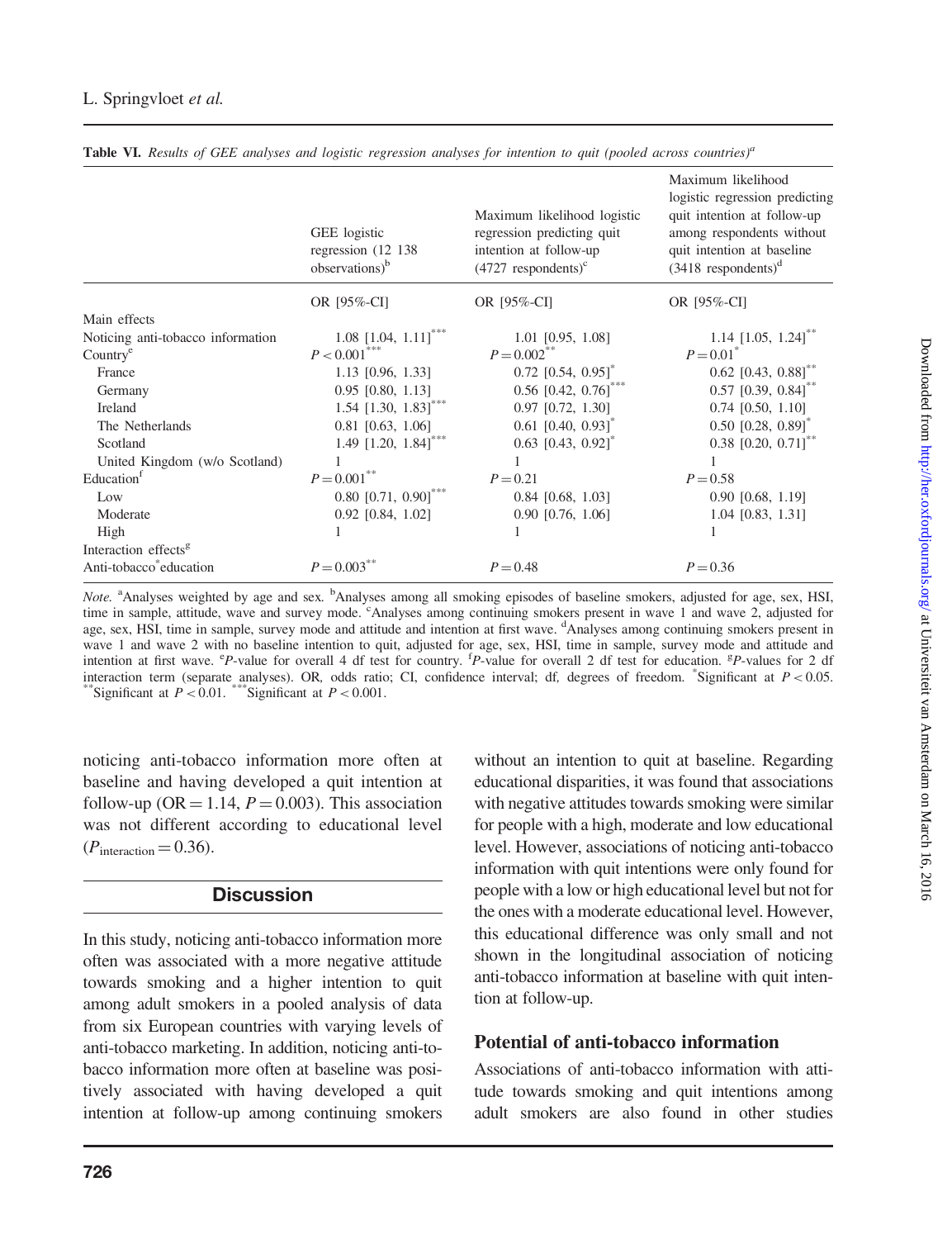**Table VI.** *Results of GEE analyses and logistic regression analyses for intention to quit (pooled across countries)*[a]

| | GEE logistic regression (12 138 observations)[b] | Maximum likelihood logistic regression predicting quit intention at follow-up (4727 respondents)[c] | Maximum likelihood logistic regression predicting quit intention at follow-up among respondents without quit intention at baseline (3418 respondents)[d] |
|---|---|---|---|
| | OR [95%-CI] | OR [95%-CI] | OR [95%-CI] |
| Main effects | | | |
| Noticing anti-tobacco information | 1.08 [1.04, 1.11]*** | 1.01 [0.95, 1.08] | 1.14 [1.05, 1.24]** |
| Country[e] | $P < 0.001$*** | $P = 0.002$** | $P = 0.01$* |
| France | 1.13 [0.96, 1.33] | 0.72 [0.54, 0.95]* | 0.62 [0.43, 0.88]** |
| Germany | 0.95 [0.80, 1.13] | 0.56 [0.42, 0.76]*** | 0.57 [0.39, 0.84]** |
| Ireland | 1.54 [1.30, 1.83]*** | 0.97 [0.72, 1.30] | 0.74 [0.50, 1.10] |
| The Netherlands | 0.81 [0.63, 1.06] | 0.61 [0.40, 0.93]* | 0.50 [0.28, 0.89]* |
| Scotland | 1.49 [1.20, 1.84]*** | 0.63 [0.43, 0.92]* | 0.38 [0.20, 0.71]** |
| United Kingdom (w/o Scotland) | 1 | 1 | 1 |
| Education[f] | $P = 0.001$** | $P = 0.21$ | $P = 0.58$ |
| Low | 0.80 [0.71, 0.90]*** | 0.84 [0.68, 1.03] | 0.90 [0.68, 1.19] |
| Moderate | 0.92 [0.84, 1.02] | 0.90 [0.76, 1.06] | 1.04 [0.83, 1.31] |
| High | 1 | 1 | 1 |
| Interaction effects[g] | | | |
| Anti-tobacco*education | $P = 0.003$** | $P = 0.48$ | $P = 0.36$ |

*Note.* [a]Analyses weighted by age and sex. [b]Analyses among all smoking episodes of baseline smokers, adjusted for age, sex, HSI, time in sample, attitude, wave and survey mode. [c]Analyses among continuing smokers present in wave 1 and wave 2, adjusted for age, sex, HSI, time in sample, survey mode and attitude and intention at first wave. [d]Analyses among continuing smokers present in wave 1 and wave 2 with no baseline intention to quit, adjusted for age, sex, HSI, time in sample, survey mode and attitude and intention at first wave. [e]*P*-value for overall 4 df test for country. [f]*P*-value for overall 2 df test for education. [g]*P*-values for 2 df interaction term (separate analyses). OR, odds ratio; CI, confidence interval; df, degrees of freedom. *Significant at $P < 0.05$. **Significant at $P < 0.01$. ***Significant at $P < 0.001$.

noticing anti-tobacco information more often at baseline and having developed a quit intention at follow-up (OR = 1.14, $P = 0.003$). This association was not different according to educational level ($P_{\text{interaction}} = 0.36$).

## Discussion

In this study, noticing anti-tobacco information more often was associated with a more negative attitude towards smoking and a higher intention to quit among adult smokers in a pooled analysis of data from six European countries with varying levels of anti-tobacco marketing. In addition, noticing anti-tobacco information more often at baseline was positively associated with having developed a quit intention at follow-up among continuing smokers without an intention to quit at baseline. Regarding educational disparities, it was found that associations with negative attitudes towards smoking were similar for people with a high, moderate and low educational level. However, associations of noticing anti-tobacco information with quit intentions were only found for people with a low or high educational level but not for the ones with a moderate educational level. However, this educational difference was only small and not shown in the longitudinal association of noticing anti-tobacco information at baseline with quit intention at follow-up.

### Potential of anti-tobacco information

Associations of anti-tobacco information with attitude towards smoking and quit intentions among adult smokers are also found in other studies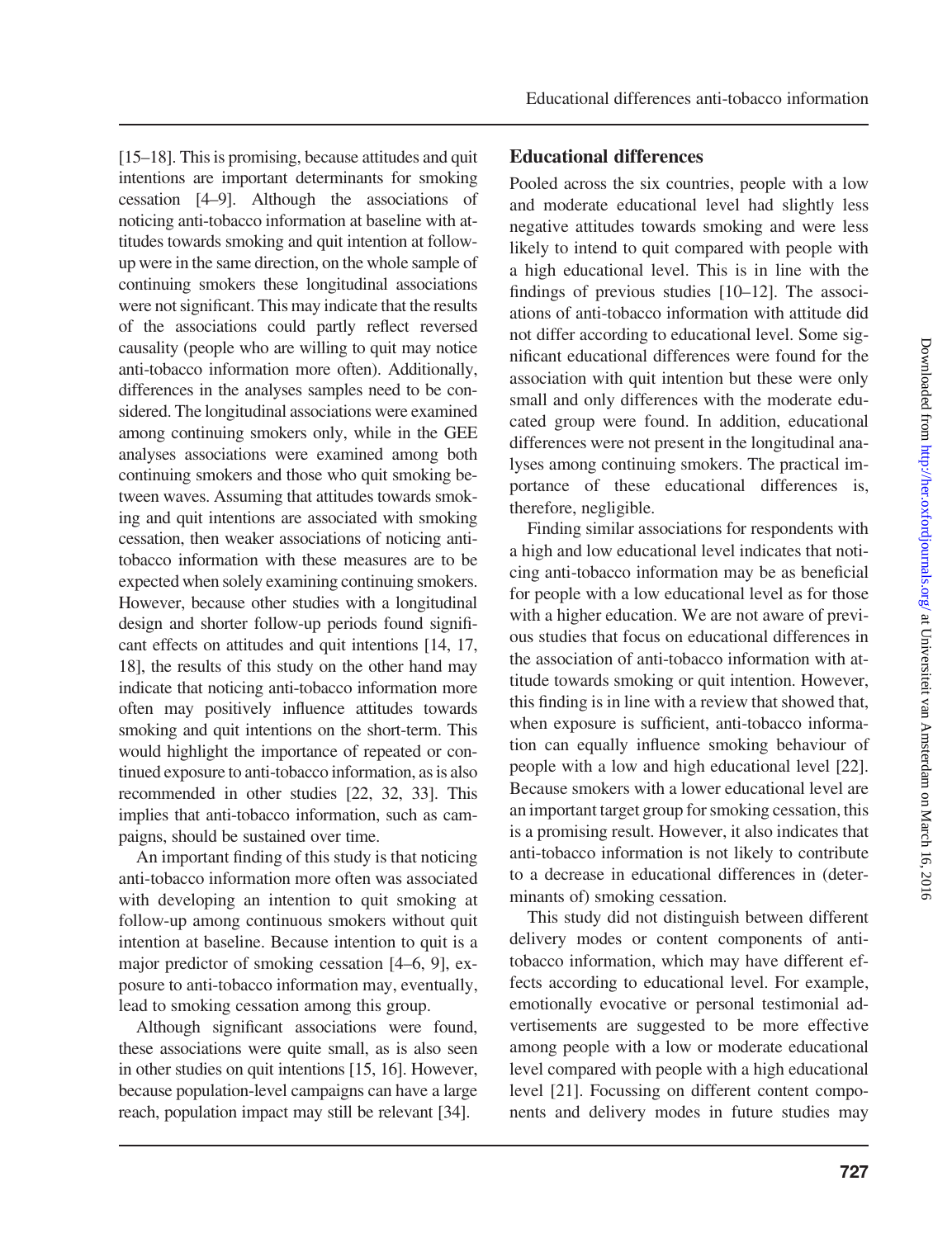[15–18]. This is promising, because attitudes and quit intentions are important determinants for smoking cessation [4–9]. Although the associations of noticing anti-tobacco information at baseline with attitudes towards smoking and quit intention at follow-up were in the same direction, on the whole sample of continuing smokers these longitudinal associations were not significant. This may indicate that the results of the associations could partly reflect reversed causality (people who are willing to quit may notice anti-tobacco information more often). Additionally, differences in the analyses samples need to be considered. The longitudinal associations were examined among continuing smokers only, while in the GEE analyses associations were examined among both continuing smokers and those who quit smoking between waves. Assuming that attitudes towards smoking and quit intentions are associated with smoking cessation, then weaker associations of noticing anti-tobacco information with these measures are to be expected when solely examining continuing smokers. However, because other studies with a longitudinal design and shorter follow-up periods found significant effects on attitudes and quit intentions [14, 17, 18], the results of this study on the other hand may indicate that noticing anti-tobacco information more often may positively influence attitudes towards smoking and quit intentions on the short-term. This would highlight the importance of repeated or continued exposure to anti-tobacco information, as is also recommended in other studies [22, 32, 33]. This implies that anti-tobacco information, such as campaigns, should be sustained over time.

An important finding of this study is that noticing anti-tobacco information more often was associated with developing an intention to quit smoking at follow-up among continuous smokers without quit intention at baseline. Because intention to quit is a major predictor of smoking cessation [4–6, 9], exposure to anti-tobacco information may, eventually, lead to smoking cessation among this group.

Although significant associations were found, these associations were quite small, as is also seen in other studies on quit intentions [15, 16]. However, because population-level campaigns can have a large reach, population impact may still be relevant [34].

## Educational differences

Pooled across the six countries, people with a low and moderate educational level had slightly less negative attitudes towards smoking and were less likely to intend to quit compared with people with a high educational level. This is in line with the findings of previous studies [10–12]. The associations of anti-tobacco information with attitude did not differ according to educational level. Some significant educational differences were found for the association with quit intention but these were only small and only differences with the moderate educated group were found. In addition, educational differences were not present in the longitudinal analyses among continuing smokers. The practical importance of these educational differences is, therefore, negligible.

Finding similar associations for respondents with a high and low educational level indicates that noticing anti-tobacco information may be as beneficial for people with a low educational level as for those with a higher education. We are not aware of previous studies that focus on educational differences in the association of anti-tobacco information with attitude towards smoking or quit intention. However, this finding is in line with a review that showed that, when exposure is sufficient, anti-tobacco information can equally influence smoking behaviour of people with a low and high educational level [22]. Because smokers with a lower educational level are an important target group for smoking cessation, this is a promising result. However, it also indicates that anti-tobacco information is not likely to contribute to a decrease in educational differences in (determinants of) smoking cessation.

This study did not distinguish between different delivery modes or content components of anti-tobacco information, which may have different effects according to educational level. For example, emotionally evocative or personal testimonial advertisements are suggested to be more effective among people with a low or moderate educational level compared with people with a high educational level [21]. Focussing on different content components and delivery modes in future studies may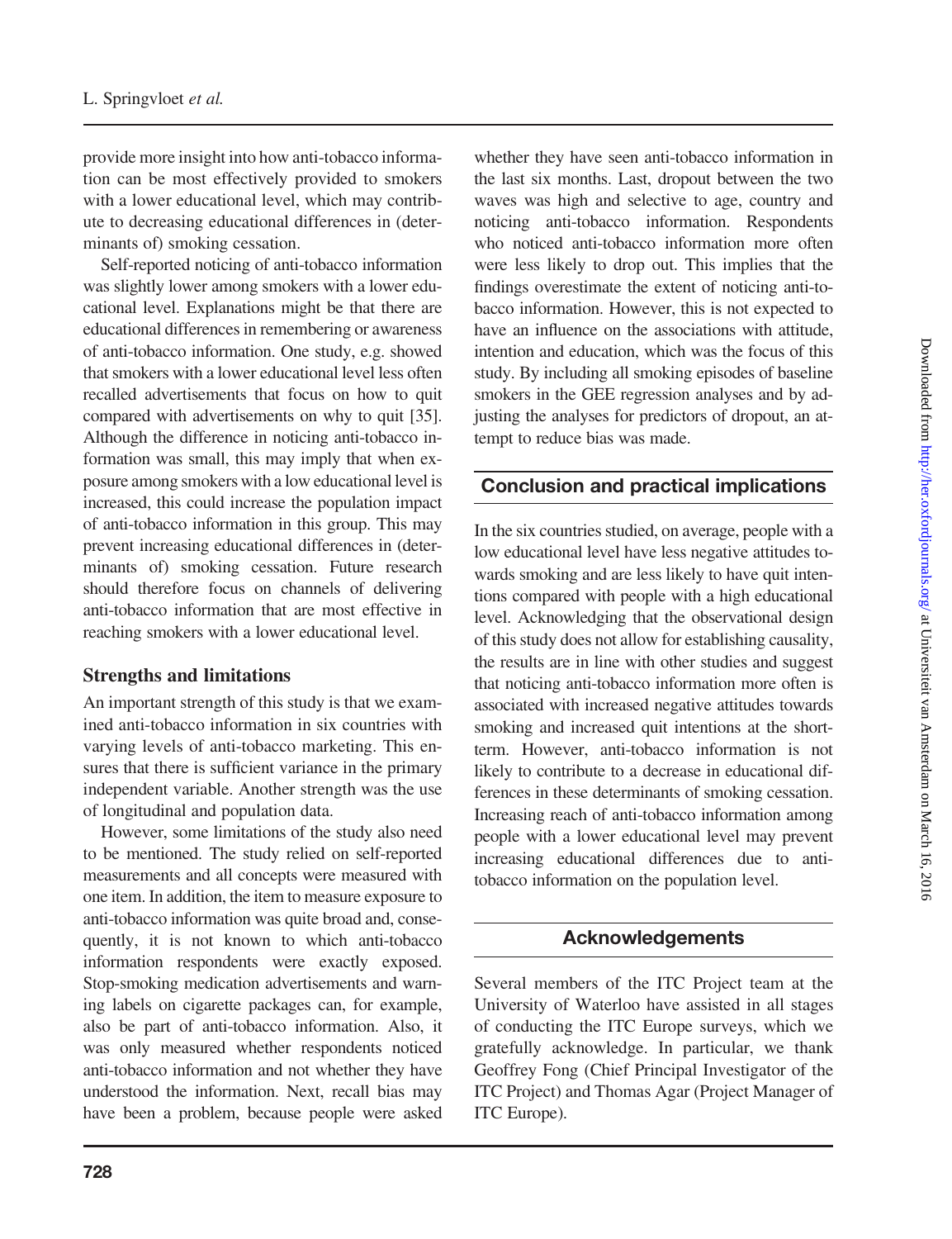provide more insight into how anti-tobacco information can be most effectively provided to smokers with a lower educational level, which may contribute to decreasing educational differences in (determinants of) smoking cessation.

Self-reported noticing of anti-tobacco information was slightly lower among smokers with a lower educational level. Explanations might be that there are educational differences in remembering or awareness of anti-tobacco information. One study, e.g. showed that smokers with a lower educational level less often recalled advertisements that focus on how to quit compared with advertisements on why to quit [35]. Although the difference in noticing anti-tobacco information was small, this may imply that when exposure among smokers with a low educational level is increased, this could increase the population impact of anti-tobacco information in this group. This may prevent increasing educational differences in (determinants of) smoking cessation. Future research should therefore focus on channels of delivering anti-tobacco information that are most effective in reaching smokers with a lower educational level.

### Strengths and limitations

An important strength of this study is that we examined anti-tobacco information in six countries with varying levels of anti-tobacco marketing. This ensures that there is sufficient variance in the primary independent variable. Another strength was the use of longitudinal and population data.

However, some limitations of the study also need to be mentioned. The study relied on self-reported measurements and all concepts were measured with one item. In addition, the item to measure exposure to anti-tobacco information was quite broad and, consequently, it is not known to which anti-tobacco information respondents were exactly exposed. Stop-smoking medication advertisements and warning labels on cigarette packages can, for example, also be part of anti-tobacco information. Also, it was only measured whether respondents noticed anti-tobacco information and not whether they have understood the information. Next, recall bias may have been a problem, because people were asked whether they have seen anti-tobacco information in the last six months. Last, dropout between the two waves was high and selective to age, country and noticing anti-tobacco information. Respondents who noticed anti-tobacco information more often were less likely to drop out. This implies that the findings overestimate the extent of noticing anti-tobacco information. However, this is not expected to have an influence on the associations with attitude, intention and education, which was the focus of this study. By including all smoking episodes of baseline smokers in the GEE regression analyses and by adjusting the analyses for predictors of dropout, an attempt to reduce bias was made.

## Conclusion and practical implications

In the six countries studied, on average, people with a low educational level have less negative attitudes towards smoking and are less likely to have quit intentions compared with people with a high educational level. Acknowledging that the observational design of this study does not allow for establishing causality, the results are in line with other studies and suggest that noticing anti-tobacco information more often is associated with increased negative attitudes towards smoking and increased quit intentions at the short-term. However, anti-tobacco information is not likely to contribute to a decrease in educational differences in these determinants of smoking cessation. Increasing reach of anti-tobacco information among people with a lower educational level may prevent increasing educational differences due to anti-tobacco information on the population level.

## Acknowledgements

Several members of the ITC Project team at the University of Waterloo have assisted in all stages of conducting the ITC Europe surveys, which we gratefully acknowledge. In particular, we thank Geoffrey Fong (Chief Principal Investigator of the ITC Project) and Thomas Agar (Project Manager of ITC Europe).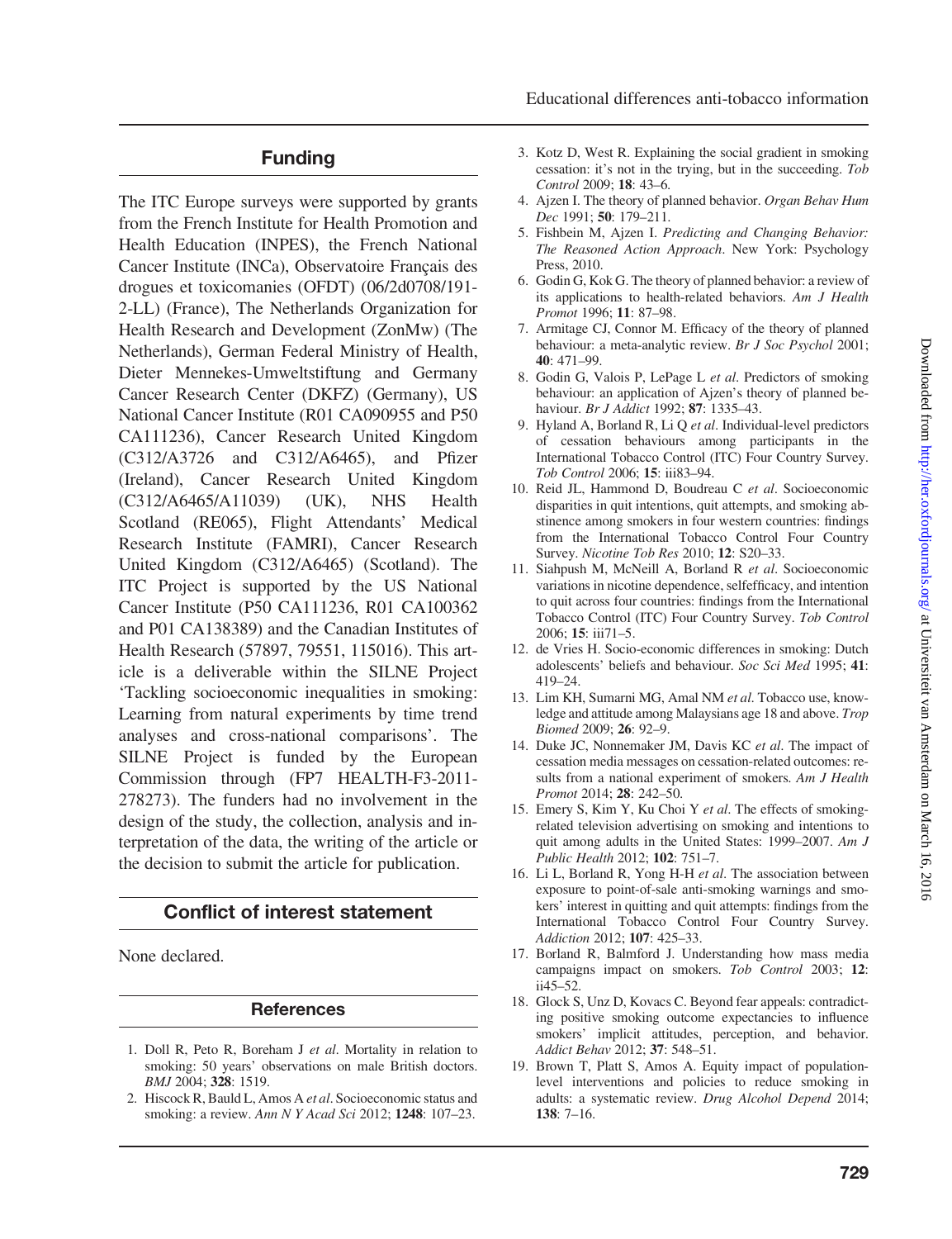## Funding

The ITC Europe surveys were supported by grants from the French Institute for Health Promotion and Health Education (INPES), the French National Cancer Institute (INCa), Observatoire Français des drogues et toxicomanies (OFDT) (06/2d0708/191-2-LL) (France), The Netherlands Organization for Health Research and Development (ZonMw) (The Netherlands), German Federal Ministry of Health, Dieter Mennekes-Umweltstiftung and Germany Cancer Research Center (DKFZ) (Germany), US National Cancer Institute (R01 CA090955 and P50 CA111236), Cancer Research United Kingdom (C312/A3726 and C312/A6465), and Pfizer (Ireland), Cancer Research United Kingdom (C312/A6465/A11039) (UK), NHS Health Scotland (RE065), Flight Attendants' Medical Research Institute (FAMRI), Cancer Research United Kingdom (C312/A6465) (Scotland). The ITC Project is supported by the US National Cancer Institute (P50 CA111236, R01 CA100362 and P01 CA138389) and the Canadian Institutes of Health Research (57897, 79551, 115016). This article is a deliverable within the SILNE Project 'Tackling socioeconomic inequalities in smoking: Learning from natural experiments by time trend analyses and cross-national comparisons'. The SILNE Project is funded by the European Commission through (FP7 HEALTH-F3-2011-278273). The funders had no involvement in the design of the study, the collection, analysis and interpretation of the data, the writing of the article or the decision to submit the article for publication.

## Conflict of interest statement

None declared.

## References

1. Doll R, Peto R, Boreham J *et al*. Mortality in relation to smoking: 50 years' observations on male British doctors. *BMJ* 2004; **328**: 1519.
2. Hiscock R, Bauld L, Amos A *et al*. Socioeconomic status and smoking: a review. *Ann N Y Acad Sci* 2012; **1248**: 107–23.
3. Kotz D, West R. Explaining the social gradient in smoking cessation: it's not in the trying, but in the succeeding. *Tob Control* 2009; **18**: 43–6.
4. Ajzen I. The theory of planned behavior. *Organ Behav Hum Dec* 1991; **50**: 179–211.
5. Fishbein M, Ajzen I. *Predicting and Changing Behavior: The Reasoned Action Approach*. New York: Psychology Press, 2010.
6. Godin G, Kok G. The theory of planned behavior: a review of its applications to health-related behaviors. *Am J Health Promot* 1996; **11**: 87–98.
7. Armitage CJ, Connor M. Efficacy of the theory of planned behaviour: a meta-analytic review. *Br J Soc Psychol* 2001; **40**: 471–99.
8. Godin G, Valois P, LePage L *et al*. Predictors of smoking behaviour: an application of Ajzen's theory of planned behaviour. *Br J Addict* 1992; **87**: 1335–43.
9. Hyland A, Borland R, Li Q *et al*. Individual-level predictors of cessation behaviours among participants in the International Tobacco Control (ITC) Four Country Survey. *Tob Control* 2006; **15**: iii83–94.
10. Reid JL, Hammond D, Boudreau C *et al*. Socioeconomic disparities in quit intentions, quit attempts, and smoking abstinence among smokers in four western countries: findings from the International Tobacco Control Four Country Survey. *Nicotine Tob Res* 2010; **12**: S20–33.
11. Siahpush M, McNeill A, Borland R *et al*. Socioeconomic variations in nicotine dependence, selfefficacy, and intention to quit across four countries: findings from the International Tobacco Control (ITC) Four Country Survey. *Tob Control* 2006; **15**: iii71–5.
12. de Vries H. Socio-economic differences in smoking: Dutch adolescents' beliefs and behaviour. *Soc Sci Med* 1995; **41**: 419–24.
13. Lim KH, Sumarni MG, Amal NM *et al*. Tobacco use, knowledge and attitude among Malaysians age 18 and above. *Trop Biomed* 2009; **26**: 92–9.
14. Duke JC, Nonnemaker JM, Davis KC *et al*. The impact of cessation media messages on cessation-related outcomes: results from a national experiment of smokers. *Am J Health Promot* 2014; **28**: 242–50.
15. Emery S, Kim Y, Ku Choi Y *et al*. The effects of smoking-related television advertising on smoking and intentions to quit among adults in the United States: 1999–2007. *Am J Public Health* 2012; **102**: 751–7.
16. Li L, Borland R, Yong H-H *et al*. The association between exposure to point-of-sale anti-smoking warnings and smokers' interest in quitting and quit attempts: findings from the International Tobacco Control Four Country Survey. *Addiction* 2012; **107**: 425–33.
17. Borland R, Balmford J. Understanding how mass media campaigns impact on smokers. *Tob Control* 2003; **12**: ii45–52.
18. Glock S, Unz D, Kovacs C. Beyond fear appeals: contradicting positive smoking outcome expectancies to influence smokers' implicit attitudes, perception, and behavior. *Addict Behav* 2012; **37**: 548–51.
19. Brown T, Platt S, Amos A. Equity impact of population-level interventions and policies to reduce smoking in adults: a systematic review. *Drug Alcohol Depend* 2014; **138**: 7–16.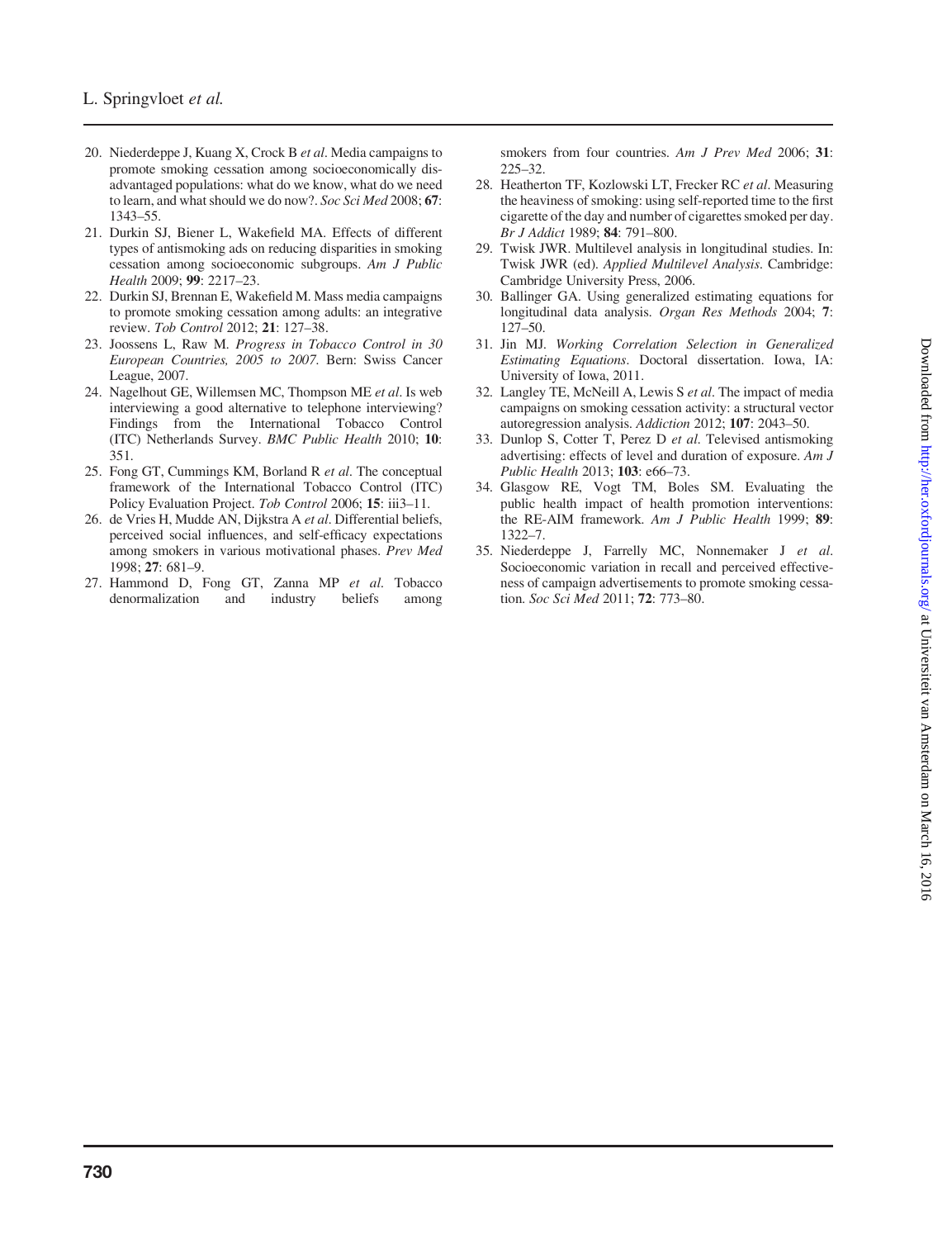20. Niederdeppe J, Kuang X, Crock B *et al*. Media campaigns to promote smoking cessation among socioeconomically disadvantaged populations: what do we know, what do we need to learn, and what should we do now?. *Soc Sci Med* 2008; **67**: 1343–55.
21. Durkin SJ, Biener L, Wakefield MA. Effects of different types of antismoking ads on reducing disparities in smoking cessation among socioeconomic subgroups. *Am J Public Health* 2009; **99**: 2217–23.
22. Durkin SJ, Brennan E, Wakefield M. Mass media campaigns to promote smoking cessation among adults: an integrative review. *Tob Control* 2012; **21**: 127–38.
23. Joossens L, Raw M. *Progress in Tobacco Control in 30 European Countries, 2005 to 2007*. Bern: Swiss Cancer League, 2007.
24. Nagelhout GE, Willemsen MC, Thompson ME *et al*. Is web interviewing a good alternative to telephone interviewing? Findings from the International Tobacco Control (ITC) Netherlands Survey. *BMC Public Health* 2010; **10**: 351.
25. Fong GT, Cummings KM, Borland R *et al*. The conceptual framework of the International Tobacco Control (ITC) Policy Evaluation Project. *Tob Control* 2006; **15**: iii3–11.
26. de Vries H, Mudde AN, Dijkstra A *et al*. Differential beliefs, perceived social influences, and self-efficacy expectations among smokers in various motivational phases. *Prev Med* 1998; **27**: 681–9.
27. Hammond D, Fong GT, Zanna MP *et al*. Tobacco denormalization and industry beliefs among smokers from four countries. *Am J Prev Med* 2006; **31**: 225–32.
28. Heatherton TF, Kozlowski LT, Frecker RC *et al*. Measuring the heaviness of smoking: using self-reported time to the first cigarette of the day and number of cigarettes smoked per day. *Br J Addict* 1989; **84**: 791–800.
29. Twisk JWR. Multilevel analysis in longitudinal studies. In: Twisk JWR (ed). *Applied Multilevel Analysis*. Cambridge: Cambridge University Press, 2006.
30. Ballinger GA. Using generalized estimating equations for longitudinal data analysis. *Organ Res Methods* 2004; **7**: 127–50.
31. Jin MJ. *Working Correlation Selection in Generalized Estimating Equations*. Doctoral dissertation. Iowa, IA: University of Iowa, 2011.
32. Langley TE, McNeill A, Lewis S *et al*. The impact of media campaigns on smoking cessation activity: a structural vector autoregression analysis. *Addiction* 2012; **107**: 2043–50.
33. Dunlop S, Cotter T, Perez D *et al*. Televised antismoking advertising: effects of level and duration of exposure. *Am J Public Health* 2013; **103**: e66–73.
34. Glasgow RE, Vogt TM, Boles SM. Evaluating the public health impact of health promotion interventions: the RE-AIM framework. *Am J Public Health* 1999; **89**: 1322–7.
35. Niederdeppe J, Farrelly MC, Nonnemaker J *et al*. Socioeconomic variation in recall and perceived effectiveness of campaign advertisements to promote smoking cessation. *Soc Sci Med* 2011; **72**: 773–80.